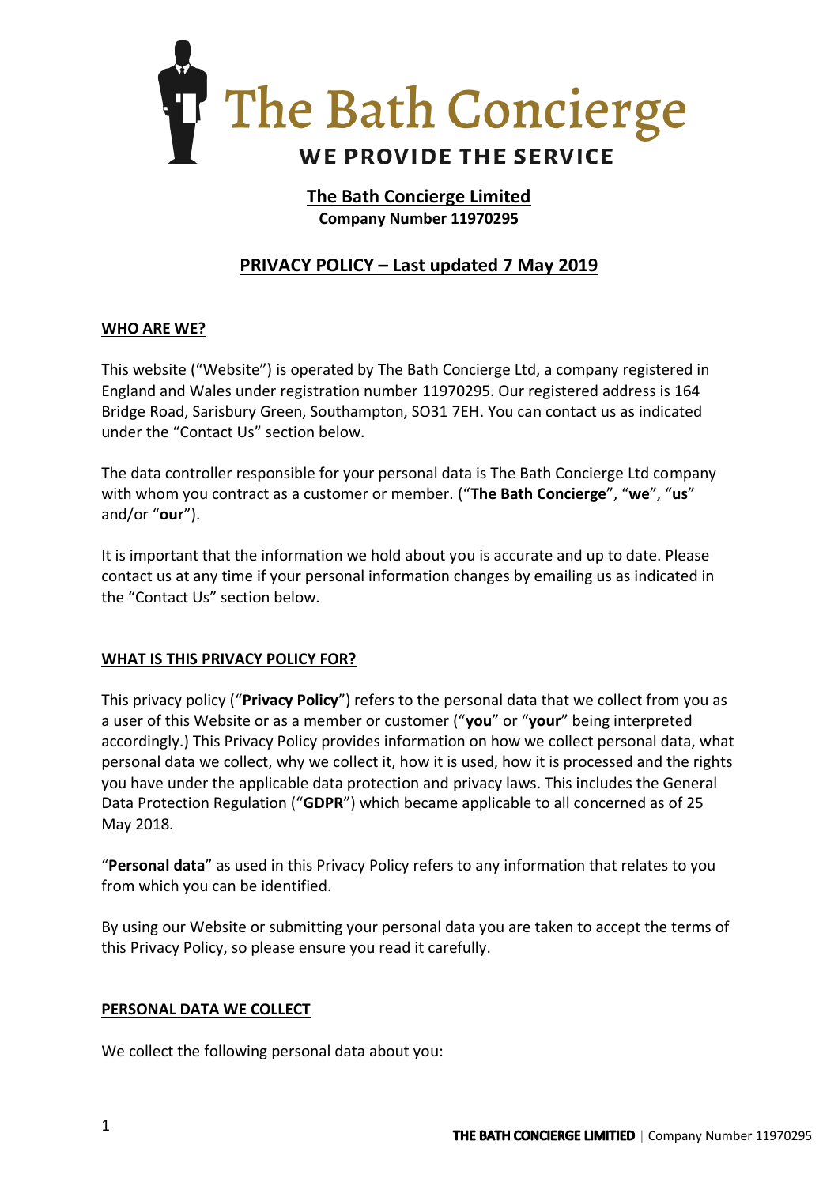# The Bath Concierge

WE PROVIDE THE SERVICE

## The Bath Concierge Limited

**Company Number 11970295**

## PRIVACY POLICY – Last updated 7 May 2019

### WHO ARE WE?

This website ("Website") is operated by The Bath Concierge Ltd, a company registered in England and Wales under registration number 11970295. Our registered address is 164 Bridge Road, Sarisbury Green, Southampton, SO31 7EH. You can contact us as indicated under the "Contact Us" section below.

The data controller responsible for your personal data is The Bath Concierge Ltd company with whom you contract as a customer or member. ("**The Bath Concierge**", "**we**", "**us**" and/or "**our**").

It is important that the information we hold about you is accurate and up to date. Please contact us at any time if your personal information changes by emailing us as indicated in the "Contact Us" section below.

### WHAT IS THIS PRIVACY POLICY FOR?

This privacy policy ("**Privacy Policy**") refers to the personal data that we collect from you as a user of this Website or as a member or customer ("**you**" or "**your**" being interpreted accordingly.) This Privacy Policy provides information on how we collect personal data, what personal data we collect, why we collect it, how it is used, how it is processed and the rights you have under the applicable data protection and privacy laws. This includes the General Data Protection Regulation ("**GDPR**") which became applicable to all concerned as of 25 May 2018.

"**Personal data**" as used in this Privacy Policy refers to any information that relates to you from which you can be identified.

By using our Website or submitting your personal data you are taken to accept the terms of this Privacy Policy, so please ensure you read it carefully.

### PERSONAL DATA WE COLLECT

We collect the following personal data about you: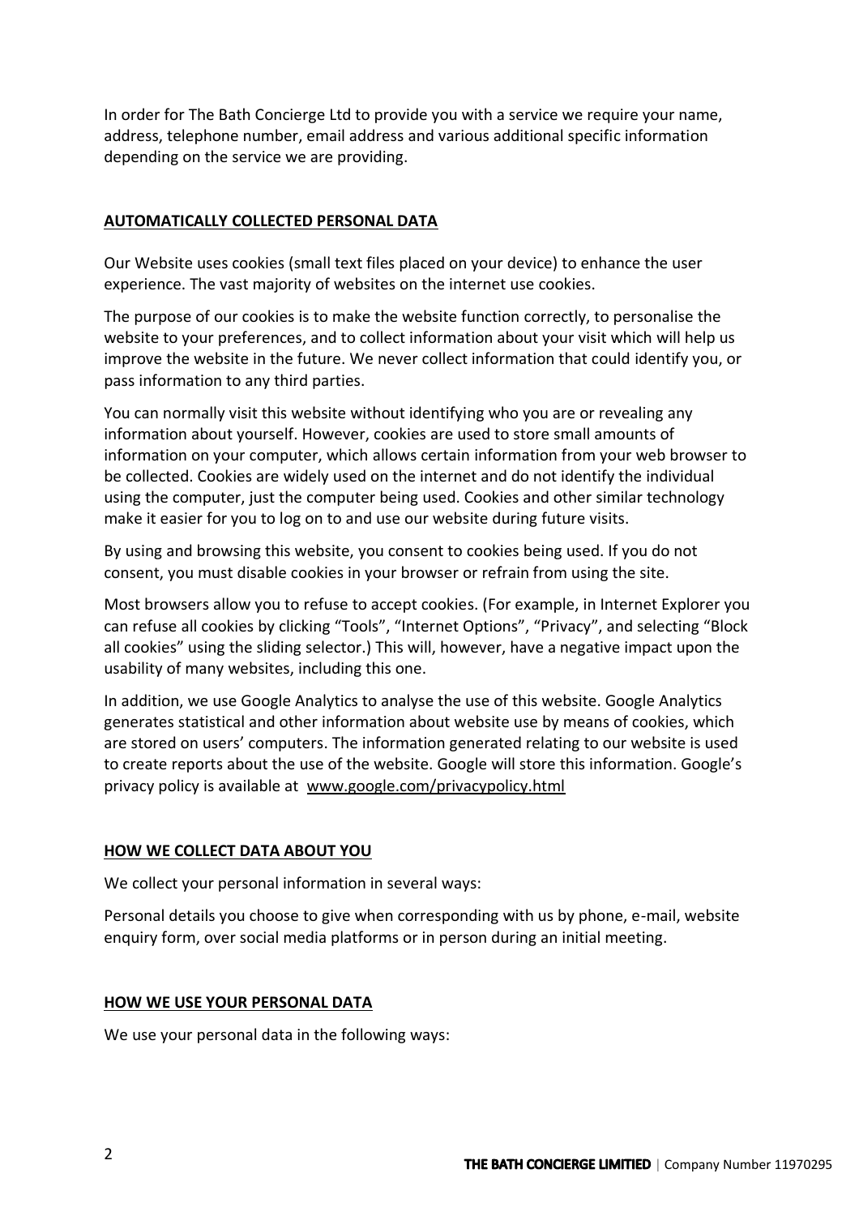In order for The Bath Concierge Ltd to provide you with a service we require your name, address, telephone number, email address and various additional specific information depending on the service we are providing.

## AUTOMATICALLY COLLECTED PERSONAL DATA

Our Website uses cookies (small text files placed on your device) to enhance the user experience. The vast majority of websites on the internet use cookies.

The purpose of our cookies is to make the website function correctly, to personalise the website to your preferences, and to collect information about your visit which will help us improve the website in the future. We never collect information that could identify you, or pass information to any third parties.

You can normally visit this website without identifying who you are or revealing any information about yourself. However, cookies are used to store small amounts of information on your computer, which allows certain information from your web browser to be collected. Cookies are widely used on the internet and do not identify the individual using the computer, just the computer being used. Cookies and other similar technology make it easier for you to log on to and use our website during future visits.

By using and browsing this website, you consent to cookies being used. If you do not consent, you must disable cookies in your browser or refrain from using the site.

Most browsers allow you to refuse to accept cookies. (For example, in Internet Explorer you can refuse all cookies by clicking “Tools”, “Internet Options”, “Privacy”, and selecting “Block all cookies” using the sliding selector.) This will, however, have a negative impact upon the usability of many websites, including this one.

In addition, we use Google Analytics to analyse the use of this website. Google Analytics generates statistical and other information about website use by means of cookies, which are stored on users’ computers. The information generated relating to our website is used to create reports about the use of the website. Google will store this information. Google’s privacy policy is available at www.google.com/privacypolicy.html

## HOW WE COLLECT DATA ABOUT YOU

We collect your personal information in several ways:

Personal details you choose to give when corresponding with us by phone, e-mail, website enquiry form, over social media platforms or in person during an initial meeting.

## HOW WE USE YOUR PERSONAL DATA

We use your personal data in the following ways: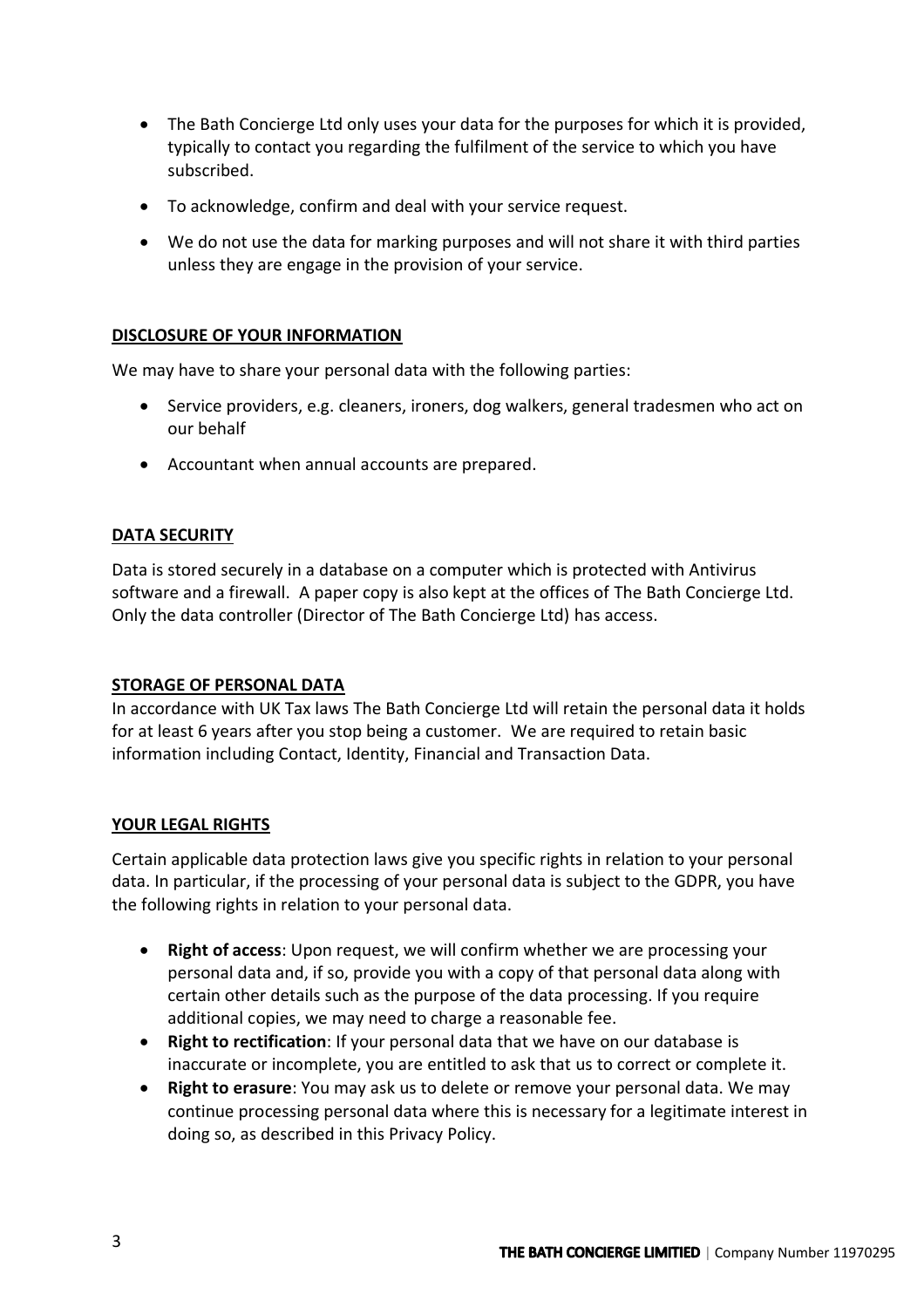- The Bath Concierge Ltd only uses your data for the purposes for which it is provided, typically to contact you regarding the fulfilment of the service to which you have subscribed.
- To acknowledge, confirm and deal with your service request.
- We do not use the data for marking purposes and will not share it with third parties unless they are engage in the provision of your service.

## DISCLOSURE OF YOUR INFORMATION

We may have to share your personal data with the following parties:

- Service providers, e.g. cleaners, ironers, dog walkers, general tradesmen who act on our behalf
- Accountant when annual accounts are prepared.

## DATA SECURITY

Data is stored securely in a database on a computer which is protected with Antivirus software and a firewall. A paper copy is also kept at the offices of The Bath Concierge Ltd. Only the data controller (Director of The Bath Concierge Ltd) has access.

## STORAGE OF PERSONAL DATA

In accordance with UK Tax laws The Bath Concierge Ltd will retain the personal data it holds for at least 6 years after you stop being a customer. We are required to retain basic information including Contact, Identity, Financial and Transaction Data.

## YOUR LEGAL RIGHTS

Certain applicable data protection laws give you specific rights in relation to your personal data. In particular, if the processing of your personal data is subject to the GDPR, you have the following rights in relation to your personal data.

- **Right of access**: Upon request, we will confirm whether we are processing your personal data and, if so, provide you with a copy of that personal data along with certain other details such as the purpose of the data processing. If you require additional copies, we may need to charge a reasonable fee.
- **Right to rectification**: If your personal data that we have on our database is inaccurate or incomplete, you are entitled to ask that us to correct or complete it.
- **Right to erasure**: You may ask us to delete or remove your personal data. We may continue processing personal data where this is necessary for a legitimate interest in doing so, as described in this Privacy Policy.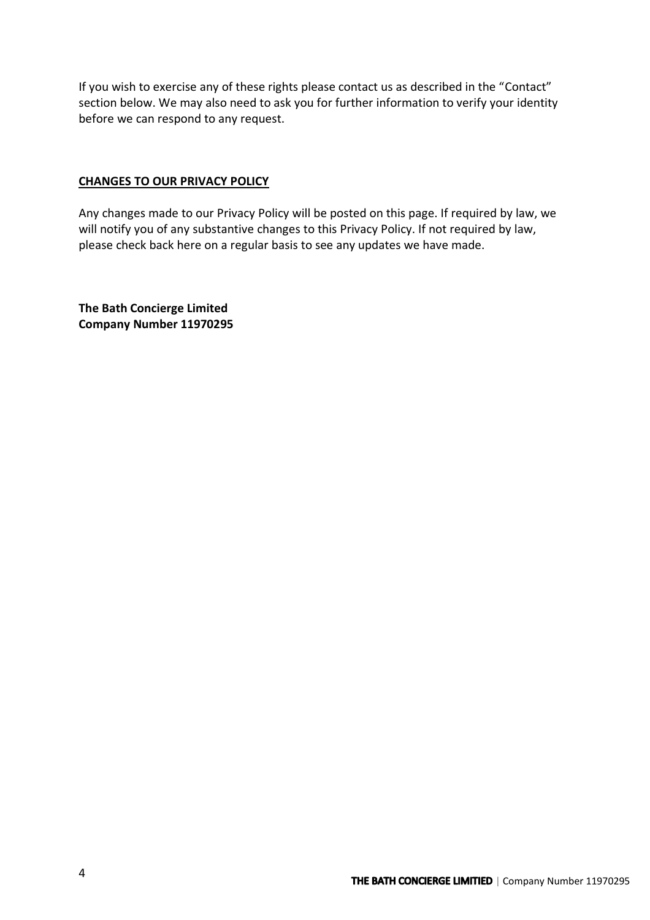If you wish to exercise any of these rights please contact us as described in the "Contact" section below. We may also need to ask you for further information to verify your identity before we can respond to any request.

## CHANGES TO OUR PRIVACY POLICY

Any changes made to our Privacy Policy will be posted on this page. If required by law, we will notify you of any substantive changes to this Privacy Policy. If not required by law, please check back here on a regular basis to see any updates we have made.

**The Bath Concierge Limited**
**Company Number 11970295**